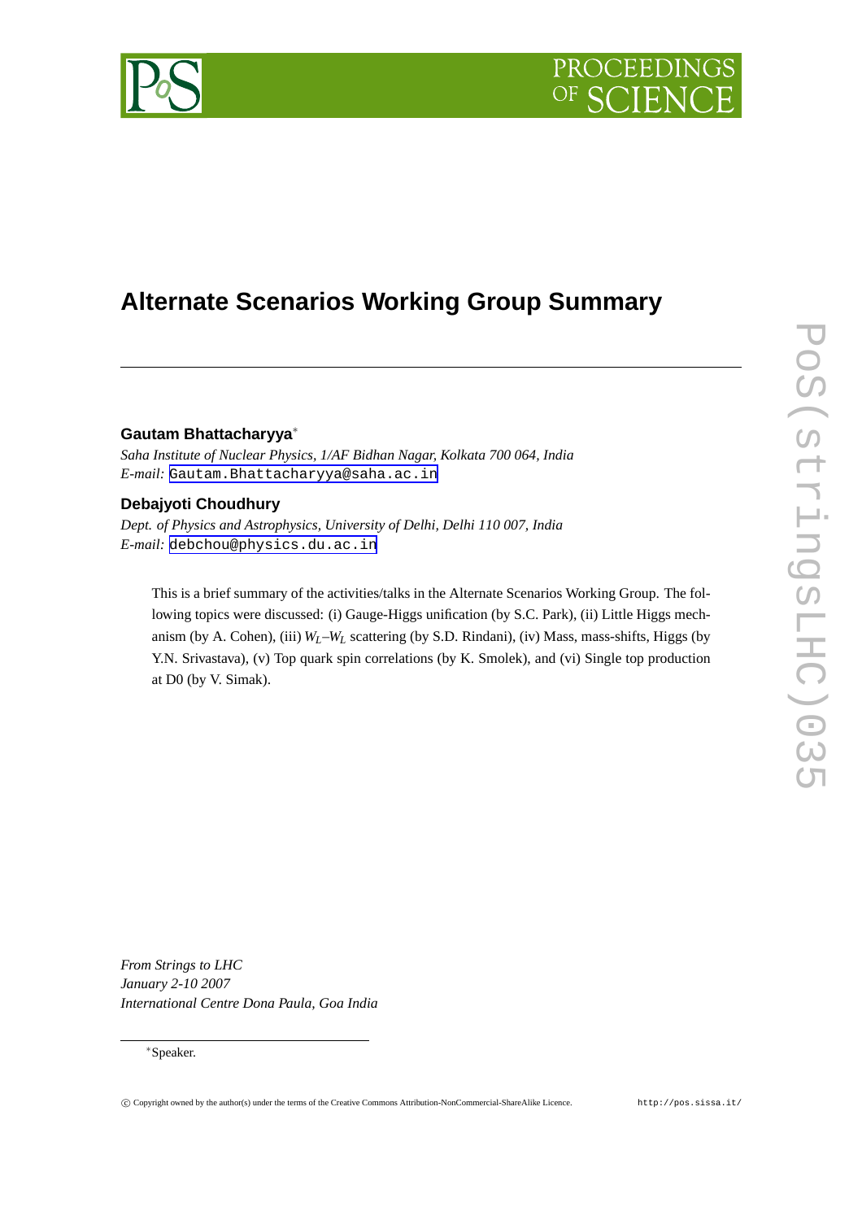# Alternate Scenarios Working Group Summary

**Gautam Bhattacharyya**[∗]

*Saha Institute of Nuclear Physics, 1/AF Bidhan Nagar, Kolkata 700 064, India*
*E-mail:* Gautam.Bhattacharyya@saha.ac.in

**Debajyoti Choudhury**

*Dept. of Physics and Astrophysics, University of Delhi, Delhi 110 007, India*
*E-mail:* debchou@physics.du.ac.in

This is a brief summary of the activities/talks in the Alternate Scenarios Working Group. The following topics were discussed: (i) Gauge-Higgs unification (by S.C. Park), (ii) Little Higgs mechanism (by A. Cohen), (iii) $W_L$–$W_L$ scattering (by S.D. Rindani), (iv) Mass, mass-shifts, Higgs (by Y.N. Srivastava), (v) Top quark spin correlations (by K. Smolek), and (vi) Single top production at D0 (by V. Simak).

*From Strings to LHC*
*January 2-10 2007*
*International Centre Dona Paula, Goa India*

[∗]Speaker.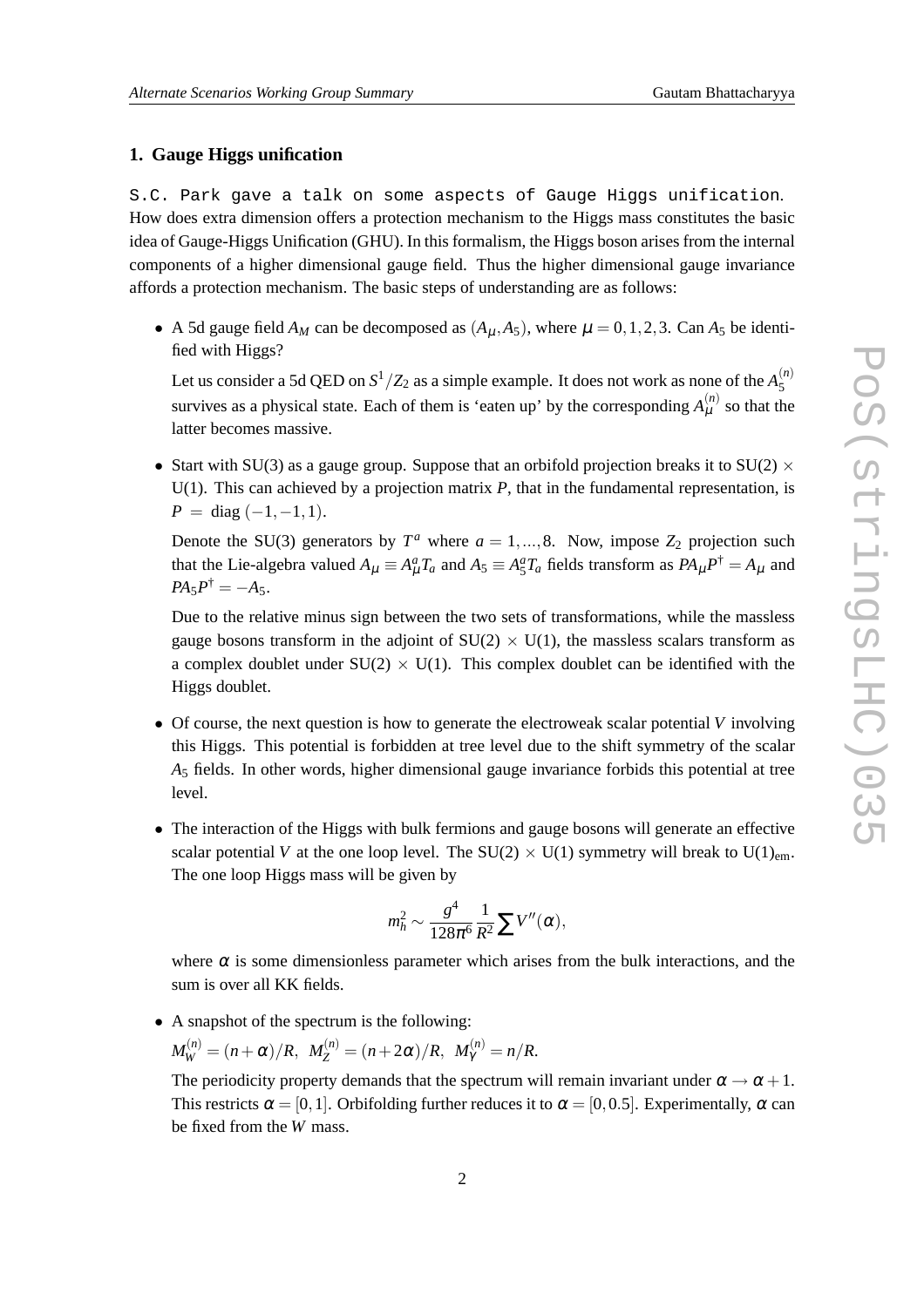## 1. Gauge Higgs unification

S.C. Park gave a talk on some aspects of Gauge Higgs unification. How does extra dimension offers a protection mechanism to the Higgs mass constitutes the basic idea of Gauge-Higgs Unification (GHU). In this formalism, the Higgs boson arises from the internal components of a higher dimensional gauge field. Thus the higher dimensional gauge invariance affords a protection mechanism. The basic steps of understanding are as follows:

- A 5d gauge field $A_M$ can be decomposed as $(A_\mu, A_5)$, where $\mu = 0,1,2,3$. Can $A_5$ be identified with Higgs?

  Let us consider a 5d QED on $S^1/Z_2$ as a simple example. It does not work as none of the $A_5^{(n)}$ survives as a physical state. Each of them is 'eaten up' by the corresponding $A_\mu^{(n)}$ so that the latter becomes massive.

- Start with SU(3) as a gauge group. Suppose that an orbifold projection breaks it to SU(2) $\times$ U(1). This can achieved by a projection matrix $P$, that in the fundamental representation, is $P = \text{diag}\,(-1,-1,1)$.

  Denote the SU(3) generators by $T^a$ where $a = 1,...,8$. Now, impose $Z_2$ projection such that the Lie-algebra valued $A_\mu \equiv A_\mu^a T_a$ and $A_5 \equiv A_5^a T_a$ fields transform as $PA_\mu P^\dagger = A_\mu$ and $PA_5 P^\dagger = -A_5$.

  Due to the relative minus sign between the two sets of transformations, while the massless gauge bosons transform in the adjoint of SU(2) $\times$ U(1), the massless scalars transform as a complex doublet under SU(2) $\times$ U(1). This complex doublet can be identified with the Higgs doublet.

- Of course, the next question is how to generate the electroweak scalar potential $V$ involving this Higgs. This potential is forbidden at tree level due to the shift symmetry of the scalar $A_5$ fields. In other words, higher dimensional gauge invariance forbids this potential at tree level.

- The interaction of the Higgs with bulk fermions and gauge bosons will generate an effective scalar potential $V$ at the one loop level. The SU(2) $\times$ U(1) symmetry will break to U(1)$_{\rm em}$. The one loop Higgs mass will be given by

$$m_h^2 \sim \frac{g^4}{128\pi^6}\frac{1}{R^2}\sum V''(\alpha),$$

  where $\alpha$ is some dimensionless parameter which arises from the bulk interactions, and the sum is over all KK fields.

- A snapshot of the spectrum is the following:

  $M_W^{(n)} = (n+\alpha)/R,\ \ M_Z^{(n)} = (n+2\alpha)/R,\ \ M_\gamma^{(n)} = n/R.$

  The periodicity property demands that the spectrum will remain invariant under $\alpha \to \alpha + 1$. This restricts $\alpha = [0,1]$. Orbifolding further reduces it to $\alpha = [0, 0.5]$. Experimentally, $\alpha$ can be fixed from the $W$ mass.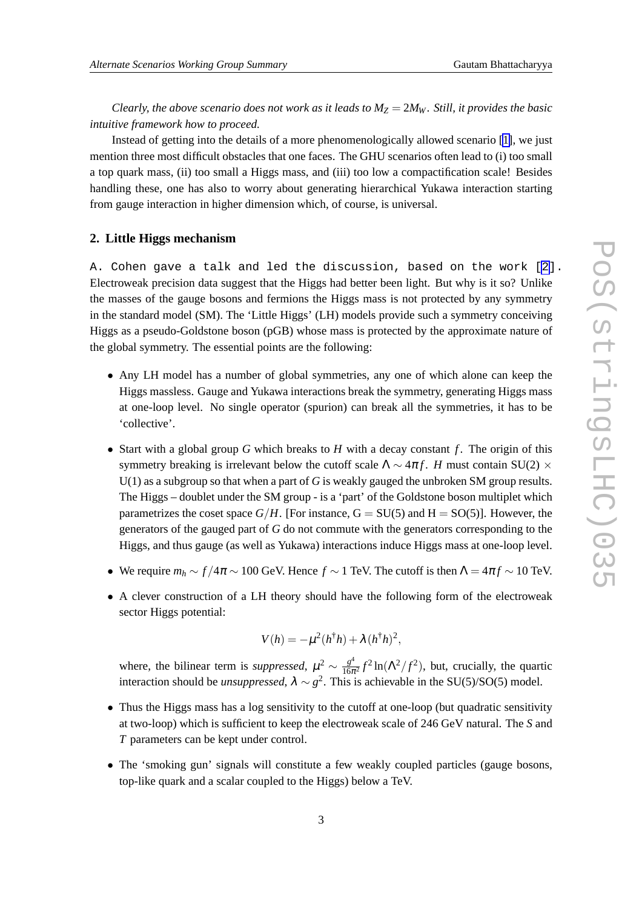*Clearly, the above scenario does not work as it leads to $M_Z = 2M_W$. Still, it provides the basic intuitive framework how to proceed.*

Instead of getting into the details of a more phenomenologically allowed scenario [1], we just mention three most difficult obstacles that one faces. The GHU scenarios often lead to (i) too small a top quark mass, (ii) too small a Higgs mass, and (iii) too low a compactification scale! Besides handling these, one has also to worry about generating hierarchical Yukawa interaction starting from gauge interaction in higher dimension which, of course, is universal.

## 2. Little Higgs mechanism

A. Cohen gave a talk and led the discussion, based on the work [2]. Electroweak precision data suggest that the Higgs had better been light. But why is it so? Unlike the masses of the gauge bosons and fermions the Higgs mass is not protected by any symmetry in the standard model (SM). The 'Little Higgs' (LH) models provide such a symmetry conceiving Higgs as a pseudo-Goldstone boson (pGB) whose mass is protected by the approximate nature of the global symmetry. The essential points are the following:

- Any LH model has a number of global symmetries, any one of which alone can keep the Higgs massless. Gauge and Yukawa interactions break the symmetry, generating Higgs mass at one-loop level. No single operator (spurion) can break all the symmetries, it has to be 'collective'.

- Start with a global group $G$ which breaks to $H$ with a decay constant $f$. The origin of this symmetry breaking is irrelevant below the cutoff scale $\Lambda \sim 4\pi f$. $H$ must contain SU(2) $\times$ U(1) as a subgroup so that when a part of $G$ is weakly gauged the unbroken SM group results. The Higgs – doublet under the SM group - is a 'part' of the Goldstone boson multiplet which parametrizes the coset space $G/H$. [For instance, G = SU(5) and H = SO(5)]. However, the generators of the gauged part of $G$ do not commute with the generators corresponding to the Higgs, and thus gauge (as well as Yukawa) interactions induce Higgs mass at one-loop level.

- We require $m_h \sim f/4\pi \sim 100$ GeV. Hence $f \sim 1$ TeV. The cutoff is then $\Lambda = 4\pi f \sim 10$ TeV.

- A clever construction of a LH theory should have the following form of the electroweak sector Higgs potential:

$$V(h) = -\mu^2(h^\dagger h) + \lambda(h^\dagger h)^2,$$

  where, the bilinear term is *suppressed*, $\mu^2 \sim \frac{g^4}{16\pi^2} f^2 \ln(\Lambda^2/f^2)$, but, crucially, the quartic interaction should be *unsuppressed*, $\lambda \sim g^2$. This is achievable in the SU(5)/SO(5) model.

- Thus the Higgs mass has a log sensitivity to the cutoff at one-loop (but quadratic sensitivity at two-loop) which is sufficient to keep the electroweak scale of 246 GeV natural. The $S$ and $T$ parameters can be kept under control.

- The 'smoking gun' signals will constitute a few weakly coupled particles (gauge bosons, top-like quark and a scalar coupled to the Higgs) below a TeV.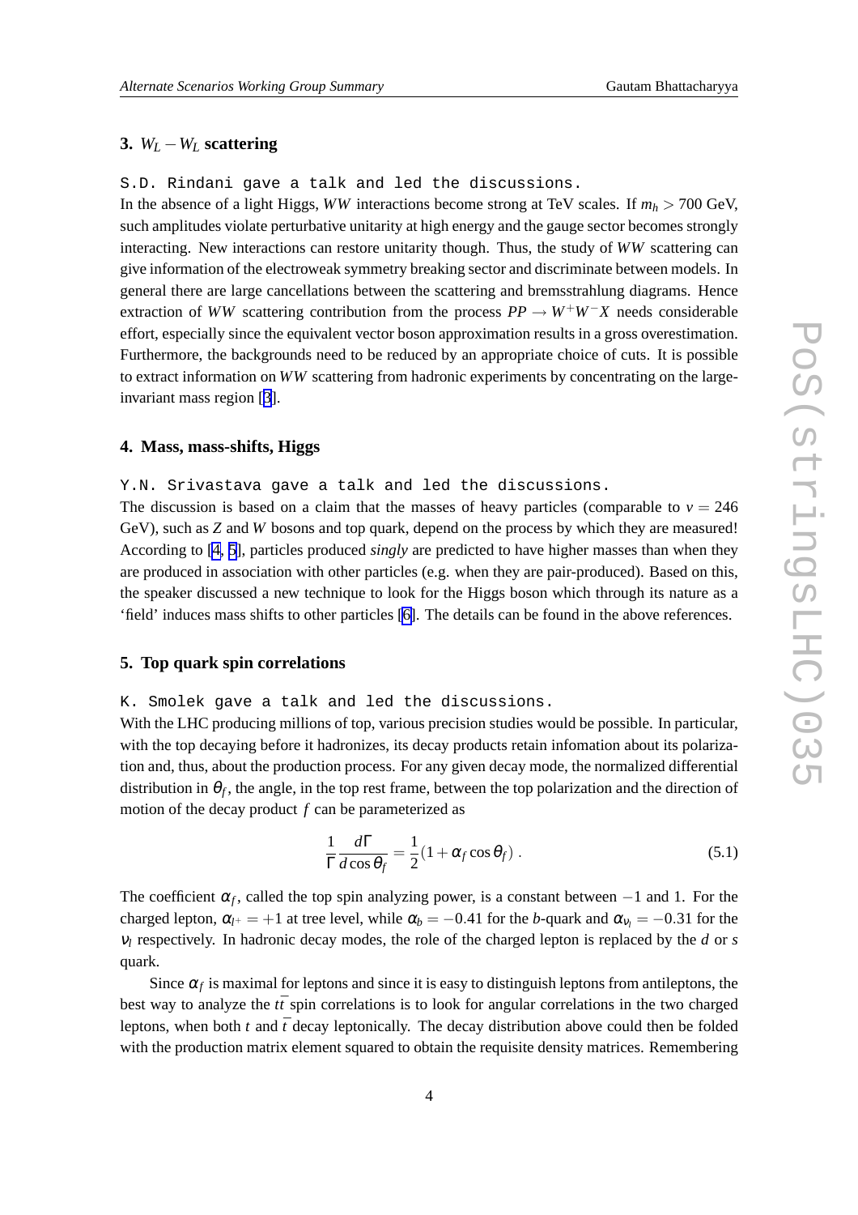## 3. $W_L - W_L$ scattering

`S.D. Rindani gave a talk and led the discussions.`

In the absence of a light Higgs, $WW$ interactions become strong at TeV scales. If $m_h > 700$ GeV, such amplitudes violate perturbative unitarity at high energy and the gauge sector becomes strongly interacting. New interactions can restore unitarity though. Thus, the study of $WW$ scattering can give information of the electroweak symmetry breaking sector and discriminate between models. In general there are large cancellations between the scattering and bremsstrahlung diagrams. Hence extraction of $WW$ scattering contribution from the process $PP \to W^+W^-X$ needs considerable effort, especially since the equivalent vector boson approximation results in a gross overestimation. Furthermore, the backgrounds need to be reduced by an appropriate choice of cuts. It is possible to extract information on $WW$ scattering from hadronic experiments by concentrating on the large-invariant mass region [3].

## 4. Mass, mass-shifts, Higgs

`Y.N. Srivastava gave a talk and led the discussions.`

The discussion is based on a claim that the masses of heavy particles (comparable to $v = 246$ GeV), such as $Z$ and $W$ bosons and top quark, depend on the process by which they are measured! According to [4, 5], particles produced *singly* are predicted to have higher masses than when they are produced in association with other particles (e.g. when they are pair-produced). Based on this, the speaker discussed a new technique to look for the Higgs boson which through its nature as a 'field' induces mass shifts to other particles [6]. The details can be found in the above references.

## 5. Top quark spin correlations

`K. Smolek gave a talk and led the discussions.`

With the LHC producing millions of top, various precision studies would be possible. In particular, with the top decaying before it hadronizes, its decay products retain infomation about its polarization and, thus, about the production process. For any given decay mode, the normalized differential distribution in $\theta_f$, the angle, in the top rest frame, between the top polarization and the direction of motion of the decay product $f$ can be parameterized as

$$\frac{1}{\Gamma}\frac{d\Gamma}{d\cos\theta_f} = \frac{1}{2}(1 + \alpha_f \cos\theta_f) \, . \tag{5.1}$$

The coefficient $\alpha_f$, called the top spin analyzing power, is a constant between $-1$ and 1. For the charged lepton, $\alpha_{l^+} = +1$ at tree level, while $\alpha_b = -0.41$ for the $b$-quark and $\alpha_{\nu_l} = -0.31$ for the $\nu_l$ respectively. In hadronic decay modes, the role of the charged lepton is replaced by the $d$ or $s$ quark.

Since $\alpha_f$ is maximal for leptons and since it is easy to distinguish leptons from antileptons, the best way to analyze the $t\bar{t}$ spin correlations is to look for angular correlations in the two charged leptons, when both $t$ and $\bar{t}$ decay leptonically. The decay distribution above could then be folded with the production matrix element squared to obtain the requisite density matrices. Remembering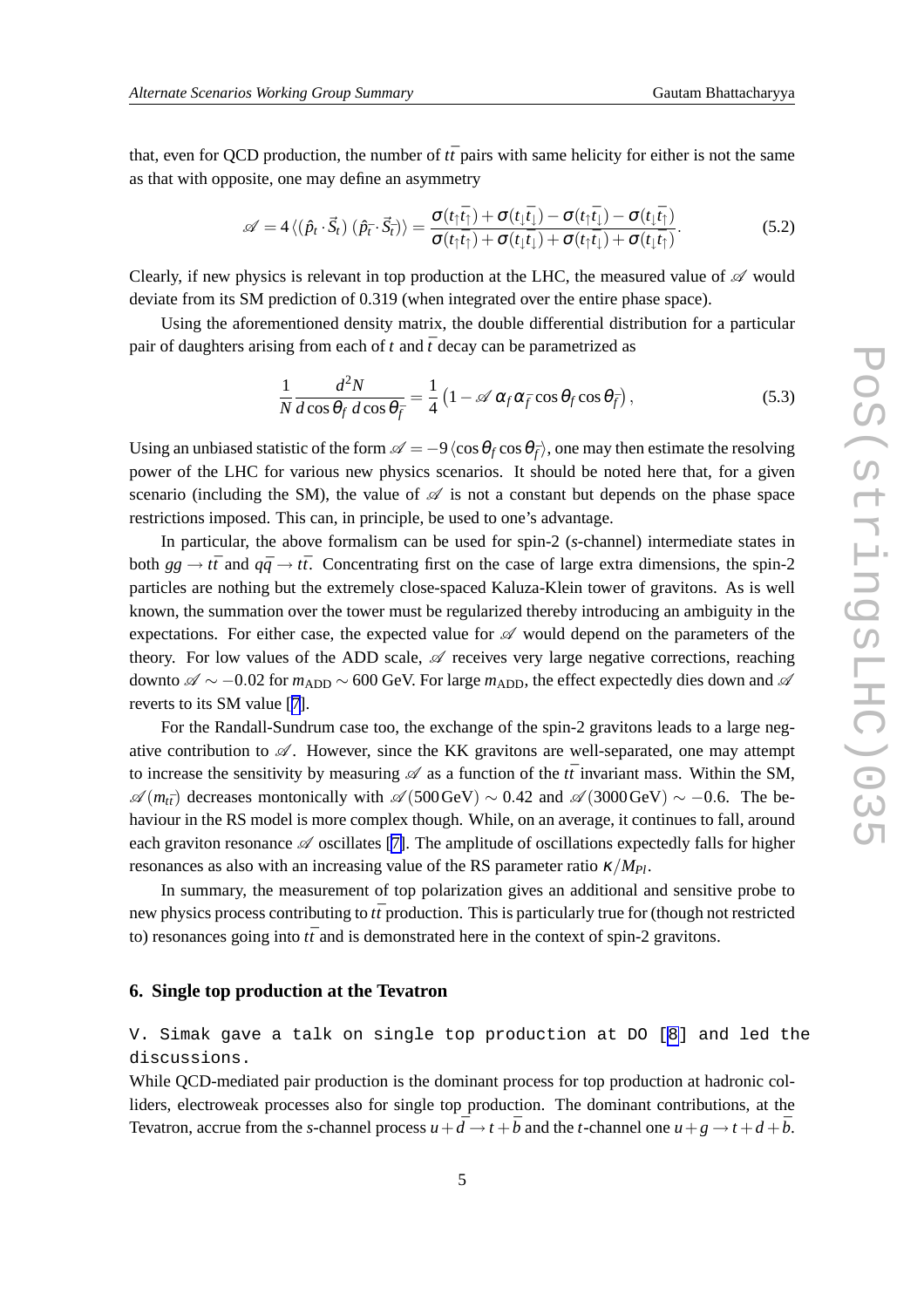that, even for QCD production, the number of $t\bar{t}$ pairs with same helicity for either is not the same as that with opposite, one may define an asymmetry

$$\mathscr{A} = 4\,\langle (\hat{p}_t \cdot \vec{S}_t)\,(\hat{p}_{\bar{t}} \cdot \vec{S}_{\bar{t}}) \rangle = \frac{\sigma(t_\uparrow \bar{t}_\uparrow) + \sigma(t_\downarrow \bar{t}_\downarrow) - \sigma(t_\uparrow \bar{t}_\downarrow) - \sigma(t_\downarrow \bar{t}_\uparrow)}{\sigma(t_\uparrow \bar{t}_\uparrow) + \sigma(t_\downarrow \bar{t}_\downarrow) + \sigma(t_\uparrow \bar{t}_\downarrow) + \sigma(t_\downarrow \bar{t}_\uparrow)}. \tag{5.2}$$

Clearly, if new physics is relevant in top production at the LHC, the measured value of $\mathscr{A}$ would deviate from its SM prediction of 0.319 (when integrated over the entire phase space).

Using the aforementioned density matrix, the double differential distribution for a particular pair of daughters arising from each of $t$ and $\bar{t}$ decay can be parametrized as

$$\frac{1}{N}\frac{d^2N}{d\cos\theta_f \, d\cos\theta_{\bar{f}}} = \frac{1}{4}\left(1 - \mathscr{A}\,\alpha_f \alpha_{\bar{f}} \cos\theta_f \cos\theta_{\bar{f}}\right), \tag{5.3}$$

Using an unbiased statistic of the form $\mathscr{A} = -9\,\langle \cos\theta_f \cos\theta_{\bar{f}} \rangle$, one may then estimate the resolving power of the LHC for various new physics scenarios. It should be noted here that, for a given scenario (including the SM), the value of $\mathscr{A}$ is not a constant but depends on the phase space restrictions imposed. This can, in principle, be used to one's advantage.

In particular, the above formalism can be used for spin-2 ($s$-channel) intermediate states in both $gg \to t\bar{t}$ and $q\bar{q} \to t\bar{t}$. Concentrating first on the case of large extra dimensions, the spin-2 particles are nothing but the extremely close-spaced Kaluza-Klein tower of gravitons. As is well known, the summation over the tower must be regularized thereby introducing an ambiguity in the expectations. For either case, the expected value for $\mathscr{A}$ would depend on the parameters of the theory. For low values of the ADD scale, $\mathscr{A}$ receives very large negative corrections, reaching downto $\mathscr{A} \sim -0.02$ for $m_{\rm ADD} \sim 600$ GeV. For large $m_{\rm ADD}$, the effect expectedly dies down and $\mathscr{A}$ reverts to its SM value [7].

For the Randall-Sundrum case too, the exchange of the spin-2 gravitons leads to a large negative contribution to $\mathscr{A}$. However, since the KK gravitons are well-separated, one may attempt to increase the sensitivity by measuring $\mathscr{A}$ as a function of the $t\bar{t}$ invariant mass. Within the SM, $\mathscr{A}(m_{t\bar{t}})$ decreases montonically with $\mathscr{A}(500\,\text{GeV}) \sim 0.42$ and $\mathscr{A}(3000\,\text{GeV}) \sim -0.6$. The behaviour in the RS model is more complex though. While, on an average, it continues to fall, around each graviton resonance $\mathscr{A}$ oscillates [7]. The amplitude of oscillations expectedly falls for higher resonances as also with an increasing value of the RS parameter ratio $\kappa/M_{Pl}$.

In summary, the measurement of top polarization gives an additional and sensitive probe to new physics process contributing to $t\bar{t}$ production. This is particularly true for (though not restricted to) resonances going into $t\bar{t}$ and is demonstrated here in the context of spin-2 gravitons.

## 6. Single top production at the Tevatron

V. Simak gave a talk on single top production at DO [8] and led the discussions.

While QCD-mediated pair production is the dominant process for top production at hadronic colliders, electroweak processes also for single top production. The dominant contributions, at the Tevatron, accrue from the $s$-channel process $u + \bar{d} \to t + \bar{b}$ and the $t$-channel one $u + g \to t + d + \bar{b}$.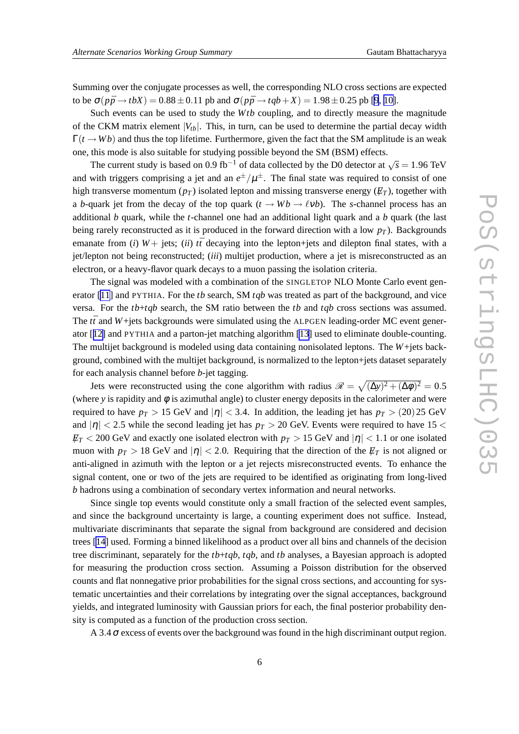Summing over the conjugate processes as well, the corresponding NLO cross sections are expected to be $\sigma(p\bar{p} \to tbX) = 0.88 \pm 0.11$ pb and $\sigma(p\bar{p} \to tqb + X) = 1.98 \pm 0.25$ pb [9, 10].

Such events can be used to study the $Wtb$ coupling, and to directly measure the magnitude of the CKM matrix element $|V_{tb}|$. This, in turn, can be used to determine the partial decay width $\Gamma(t \to Wb)$ and thus the top lifetime. Furthermore, given the fact that the SM amplitude is an weak one, this mode is also suitable for studying possible beyond the SM (BSM) effects.

The current study is based on 0.9 fb$^{-1}$ of data collected by the D0 detector at $\sqrt{s} = 1.96$ TeV and with triggers comprising a jet and an $e^\pm/\mu^\pm$. The final state was required to consist of one high transverse momentum ($p_T$) isolated lepton and missing transverse energy ($\not{E}_T$), together with a $b$-quark jet from the decay of the top quark ($t \to Wb \to \ell\nu b$). The $s$-channel process has an additional $b$ quark, while the $t$-channel one had an additional light quark and a $b$ quark (the last being rarely reconstructed as it is produced in the forward direction with a low $p_T$). Backgrounds emanate from ($i$) $W+$ jets; ($ii$) $t\bar{t}$ decaying into the lepton+jets and dilepton final states, with a jet/lepton not being reconstructed; ($iii$) multijet production, where a jet is misreconstructed as an electron, or a heavy-flavor quark decays to a muon passing the isolation criteria.

The signal was modeled with a combination of the SINGLETOP NLO Monte Carlo event generator [11] and PYTHIA. For the $tb$ search, SM $tqb$ was treated as part of the background, and vice versa. For the $tb$+$tqb$ search, the SM ratio between the $tb$ and $tqb$ cross sections was assumed. The $t\bar{t}$ and $W$+jets backgrounds were simulated using the ALPGEN leading-order MC event generator [12] and PYTHIA and a parton-jet matching algorithm [13] used to eliminate double-counting. The multijet background is modeled using data containing nonisolated leptons. The $W$+jets background, combined with the multijet background, is normalized to the lepton+jets dataset separately for each analysis channel before $b$-jet tagging.

Jets were reconstructed using the cone algorithm with radius $\mathscr{R} = \sqrt{(\Delta y)^2 + (\Delta\phi)^2} = 0.5$ (where $y$ is rapidity and $\phi$ is azimuthal angle) to cluster energy deposits in the calorimeter and were required to have $p_T > 15$ GeV and $|\eta| < 3.4$. In addition, the leading jet has $p_T > (20)\,25$ GeV and $|\eta| < 2.5$ while the second leading jet has $p_T > 20$ GeV. Events were required to have $15 < \not{E}_T < 200$ GeV and exactly one isolated electron with $p_T > 15$ GeV and $|\eta| < 1.1$ or one isolated muon with $p_T > 18$ GeV and $|\eta| < 2.0$. Requiring that the direction of the $\not{E}_T$ is not aligned or anti-aligned in azimuth with the lepton or a jet rejects misreconstructed events. To enhance the signal content, one or two of the jets are required to be identified as originating from long-lived $b$ hadrons using a combination of secondary vertex information and neural networks.

Since single top events would constitute only a small fraction of the selected event samples, and since the background uncertainty is large, a counting experiment does not suffice. Instead, multivariate discriminants that separate the signal from background are considered and decision trees [14] used. Forming a binned likelihood as a product over all bins and channels of the decision tree discriminant, separately for the $tb$+$tqb$, $tqb$, and $tb$ analyses, a Bayesian approach is adopted for measuring the production cross section. Assuming a Poisson distribution for the observed counts and flat nonnegative prior probabilities for the signal cross sections, and accounting for systematic uncertainties and their correlations by integrating over the signal acceptances, background yields, and integrated luminosity with Gaussian priors for each, the final posterior probability density is computed as a function of the production cross section.

A $3.4\,\sigma$ excess of events over the background was found in the high discriminant output region.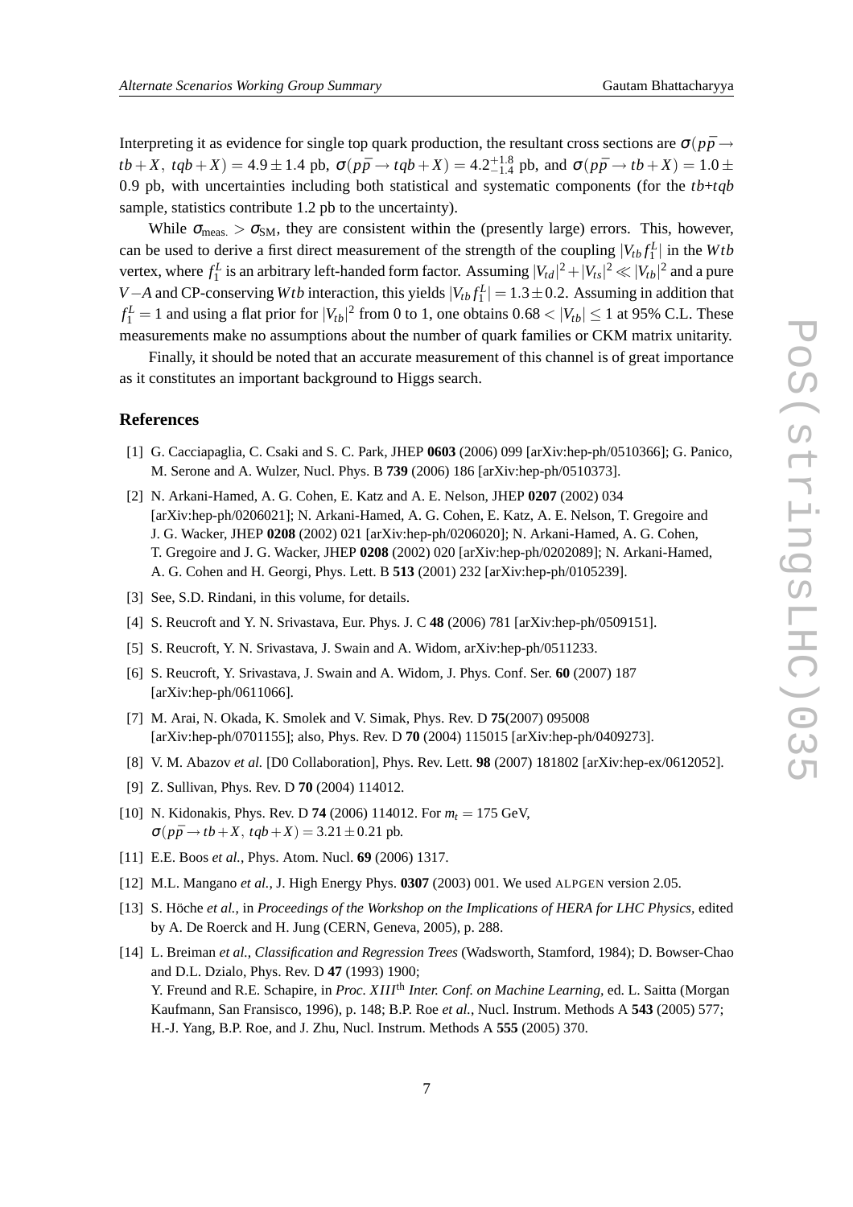Interpreting it as evidence for single top quark production, the resultant cross sections are $\sigma(p\bar{p} \to tb + X,\ tqb + X) = 4.9 \pm 1.4$ pb, $\sigma(p\bar{p} \to tqb + X) = 4.2^{+1.8}_{-1.4}$ pb, and $\sigma(p\bar{p} \to tb + X) = 1.0 \pm 0.9$ pb, with uncertainties including both statistical and systematic components (for the $tb$+$tqb$ sample, statistics contribute 1.2 pb to the uncertainty).

While $\sigma_{\rm meas.} > \sigma_{\rm SM}$, they are consistent within the (presently large) errors. This, however, can be used to derive a first direct measurement of the strength of the coupling $|V_{tb} f_1^L|$ in the $Wtb$ vertex, where $f_1^L$ is an arbitrary left-handed form factor. Assuming $|V_{td}|^2 + |V_{ts}|^2 \ll |V_{tb}|^2$ and a pure $V-A$ and CP-conserving $Wtb$ interaction, this yields $|V_{tb} f_1^L| = 1.3 \pm 0.2$. Assuming in addition that $f_1^L = 1$ and using a flat prior for $|V_{tb}|^2$ from 0 to 1, one obtains $0.68 < |V_{tb}| \leq 1$ at 95% C.L. These measurements make no assumptions about the number of quark families or CKM matrix unitarity.

Finally, it should be noted that an accurate measurement of this channel is of great importance as it constitutes an important background to Higgs search.

## References

[1] G. Cacciapaglia, C. Csaki and S. C. Park, JHEP **0603** (2006) 099 [arXiv:hep-ph/0510366]; G. Panico, M. Serone and A. Wulzer, Nucl. Phys. B **739** (2006) 186 [arXiv:hep-ph/0510373].

[2] N. Arkani-Hamed, A. G. Cohen, E. Katz and A. E. Nelson, JHEP **0207** (2002) 034 [arXiv:hep-ph/0206021]; N. Arkani-Hamed, A. G. Cohen, E. Katz, A. E. Nelson, T. Gregoire and J. G. Wacker, JHEP **0208** (2002) 021 [arXiv:hep-ph/0206020]; N. Arkani-Hamed, A. G. Cohen, T. Gregoire and J. G. Wacker, JHEP **0208** (2002) 020 [arXiv:hep-ph/0202089]; N. Arkani-Hamed, A. G. Cohen and H. Georgi, Phys. Lett. B **513** (2001) 232 [arXiv:hep-ph/0105239].

[3] See, S.D. Rindani, in this volume, for details.

[4] S. Reucroft and Y. N. Srivastava, Eur. Phys. J. C **48** (2006) 781 [arXiv:hep-ph/0509151].

[5] S. Reucroft, Y. N. Srivastava, J. Swain and A. Widom, arXiv:hep-ph/0511233.

[6] S. Reucroft, Y. Srivastava, J. Swain and A. Widom, J. Phys. Conf. Ser. **60** (2007) 187 [arXiv:hep-ph/0611066].

[7] M. Arai, N. Okada, K. Smolek and V. Simak, Phys. Rev. D **75**(2007) 095008 [arXiv:hep-ph/0701155]; also, Phys. Rev. D **70** (2004) 115015 [arXiv:hep-ph/0409273].

[8] V. M. Abazov *et al.* [D0 Collaboration], Phys. Rev. Lett. **98** (2007) 181802 [arXiv:hep-ex/0612052].

[9] Z. Sullivan, Phys. Rev. D **70** (2004) 114012.

[10] N. Kidonakis, Phys. Rev. D **74** (2006) 114012. For $m_t = 175$ GeV, $\sigma(p\bar{p} \to tb + X,\ tqb + X) = 3.21 \pm 0.21$ pb.

[11] E.E. Boos *et al.*, Phys. Atom. Nucl. **69** (2006) 1317.

[12] M.L. Mangano *et al.*, J. High Energy Phys. **0307** (2003) 001. We used ALPGEN version 2.05.

[13] S. Höche *et al.*, in *Proceedings of the Workshop on the Implications of HERA for LHC Physics*, edited by A. De Roerck and H. Jung (CERN, Geneva, 2005), p. 288.

[14] L. Breiman *et al.*, *Classification and Regression Trees* (Wadsworth, Stamford, 1984); D. Bowser-Chao and D.L. Dzialo, Phys. Rev. D **47** (1993) 1900;
Y. Freund and R.E. Schapire, in *Proc. XIII*$^{\rm th}$ *Inter. Conf. on Machine Learning*, ed. L. Saitta (Morgan Kaufmann, San Fransisco, 1996), p. 148; B.P. Roe *et al.*, Nucl. Instrum. Methods A **543** (2005) 577; H.-J. Yang, B.P. Roe, and J. Zhu, Nucl. Instrum. Methods A **555** (2005) 370.